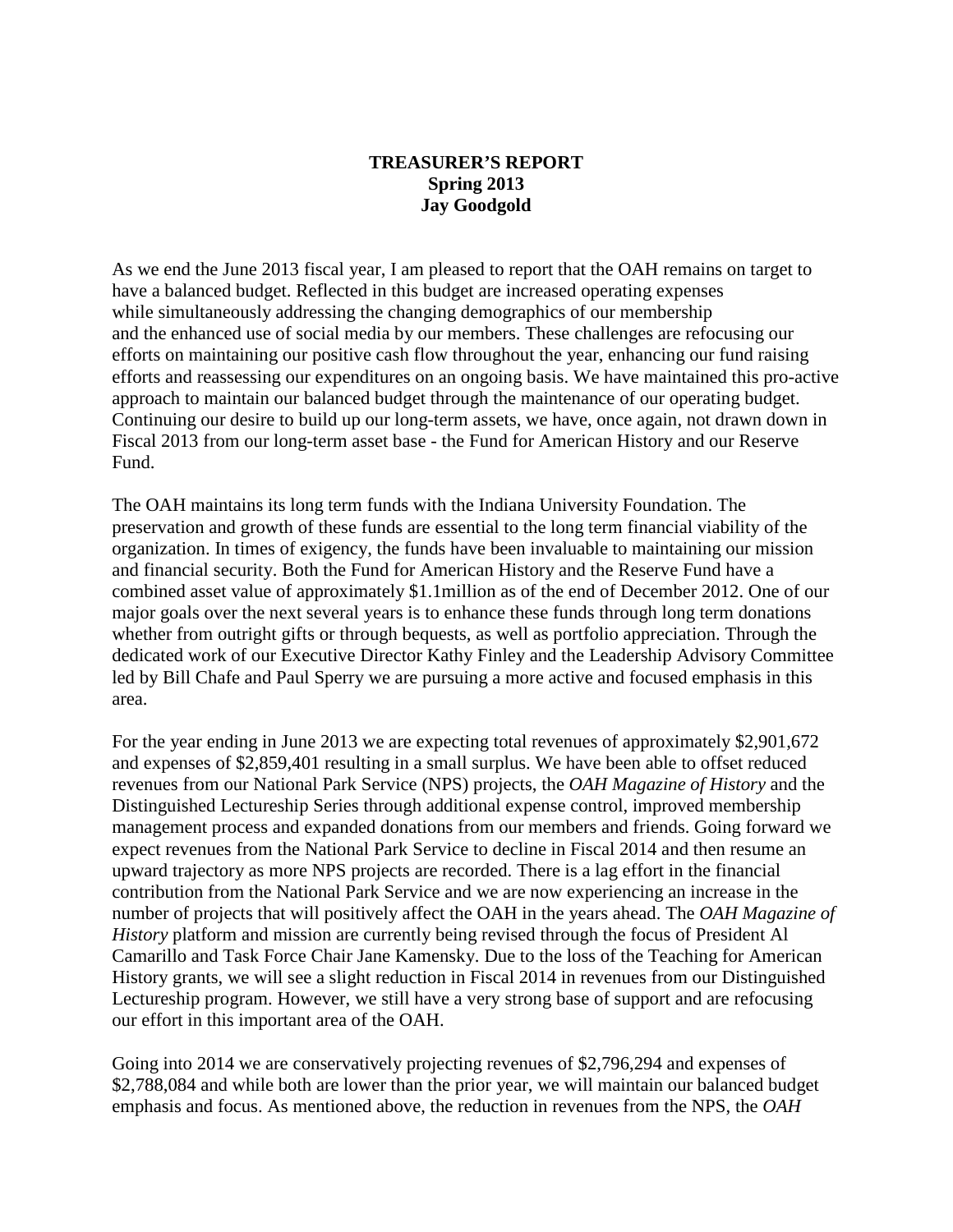**TREASURER'S REPORT**
**Spring 2013**
**Jay Goodgold**

As we end the June 2013 fiscal year, I am pleased to report that the OAH remains on target to have a balanced budget. Reflected in this budget are increased operating expenses while simultaneously addressing the changing demographics of our membership and the enhanced use of social media by our members. These challenges are refocusing our efforts on maintaining our positive cash flow throughout the year, enhancing our fund raising efforts and reassessing our expenditures on an ongoing basis. We have maintained this pro-active approach to maintain our balanced budget through the maintenance of our operating budget. Continuing our desire to build up our long-term assets, we have, once again, not drawn down in Fiscal 2013 from our long-term asset base - the Fund for American History and our Reserve Fund.

The OAH maintains its long term funds with the Indiana University Foundation. The preservation and growth of these funds are essential to the long term financial viability of the organization. In times of exigency, the funds have been invaluable to maintaining our mission and financial security. Both the Fund for American History and the Reserve Fund have a combined asset value of approximately $1.1million as of the end of December 2012. One of our major goals over the next several years is to enhance these funds through long term donations whether from outright gifts or through bequests, as well as portfolio appreciation. Through the dedicated work of our Executive Director Kathy Finley and the Leadership Advisory Committee led by Bill Chafe and Paul Sperry we are pursuing a more active and focused emphasis in this area.

For the year ending in June 2013 we are expecting total revenues of approximately $2,901,672 and expenses of $2,859,401 resulting in a small surplus. We have been able to offset reduced revenues from our National Park Service (NPS) projects, the *OAH Magazine of History* and the Distinguished Lectureship Series through additional expense control, improved membership management process and expanded donations from our members and friends. Going forward we expect revenues from the National Park Service to decline in Fiscal 2014 and then resume an upward trajectory as more NPS projects are recorded. There is a lag effort in the financial contribution from the National Park Service and we are now experiencing an increase in the number of projects that will positively affect the OAH in the years ahead. The *OAH Magazine of History* platform and mission are currently being revised through the focus of President Al Camarillo and Task Force Chair Jane Kamensky. Due to the loss of the Teaching for American History grants, we will see a slight reduction in Fiscal 2014 in revenues from our Distinguished Lectureship program. However, we still have a very strong base of support and are refocusing our effort in this important area of the OAH.

Going into 2014 we are conservatively projecting revenues of $2,796,294 and expenses of $2,788,084 and while both are lower than the prior year, we will maintain our balanced budget emphasis and focus. As mentioned above, the reduction in revenues from the NPS, the *OAH*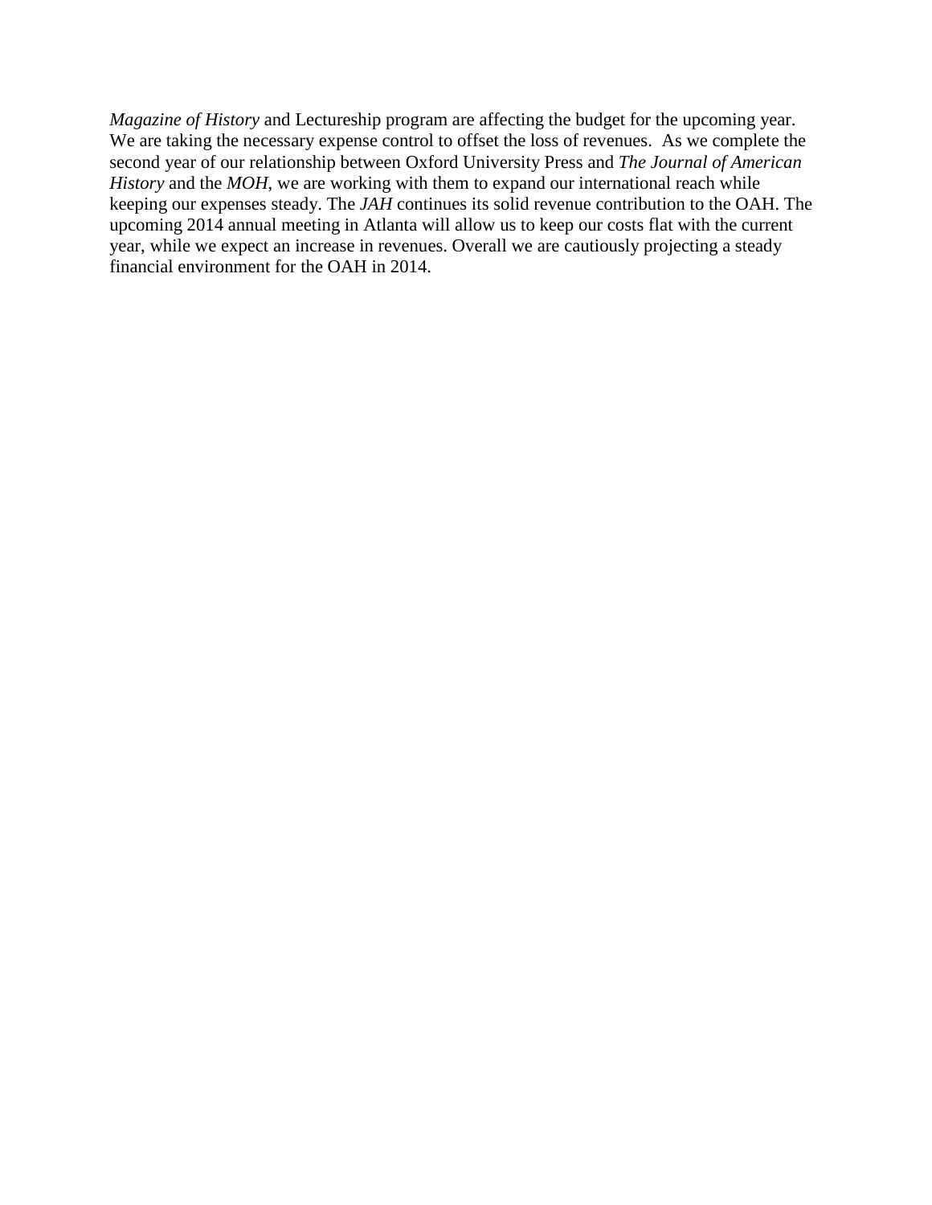*Magazine of History* and Lectureship program are affecting the budget for the upcoming year. We are taking the necessary expense control to offset the loss of revenues. As we complete the second year of our relationship between Oxford University Press and *The Journal of American History* and the *MOH*, we are working with them to expand our international reach while keeping our expenses steady. The *JAH* continues its solid revenue contribution to the OAH. The upcoming 2014 annual meeting in Atlanta will allow us to keep our costs flat with the current year, while we expect an increase in revenues. Overall we are cautiously projecting a steady financial environment for the OAH in 2014.